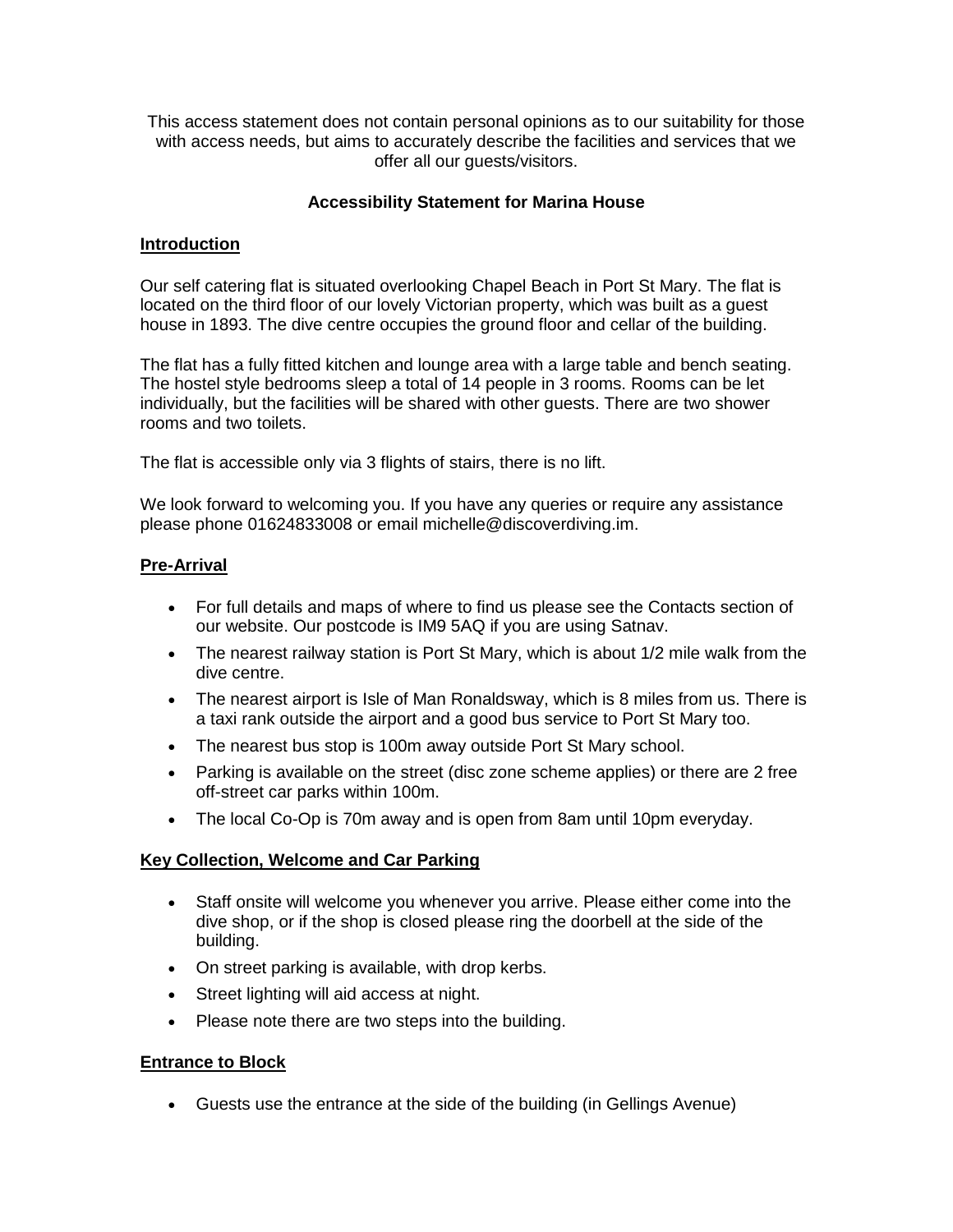This access statement does not contain personal opinions as to our suitability for those with access needs, but aims to accurately describe the facilities and services that we offer all our guests/visitors.

# Accessibility Statement for Marina House

## Introduction

Our self catering flat is situated overlooking Chapel Beach in Port St Mary. The flat is located on the third floor of our lovely Victorian property, which was built as a guest house in 1893. The dive centre occupies the ground floor and cellar of the building.

The flat has a fully fitted kitchen and lounge area with a large table and bench seating. The hostel style bedrooms sleep a total of 14 people in 3 rooms. Rooms can be let individually, but the facilities will be shared with other guests. There are two shower rooms and two toilets.

The flat is accessible only via 3 flights of stairs, there is no lift.

We look forward to welcoming you. If you have any queries or require any assistance please phone 01624833008 or email michelle@discoverdiving.im.

## Pre-Arrival

- For full details and maps of where to find us please see the Contacts section of our website. Our postcode is IM9 5AQ if you are using Satnav.
- The nearest railway station is Port St Mary, which is about 1/2 mile walk from the dive centre.
- The nearest airport is Isle of Man Ronaldsway, which is 8 miles from us. There is a taxi rank outside the airport and a good bus service to Port St Mary too.
- The nearest bus stop is 100m away outside Port St Mary school.
- Parking is available on the street (disc zone scheme applies) or there are 2 free off-street car parks within 100m.
- The local Co-Op is 70m away and is open from 8am until 10pm everyday.

## Key Collection, Welcome and Car Parking

- Staff onsite will welcome you whenever you arrive. Please either come into the dive shop, or if the shop is closed please ring the doorbell at the side of the building.
- On street parking is available, with drop kerbs.
- Street lighting will aid access at night.
- Please note there are two steps into the building.

## Entrance to Block

- Guests use the entrance at the side of the building (in Gellings Avenue)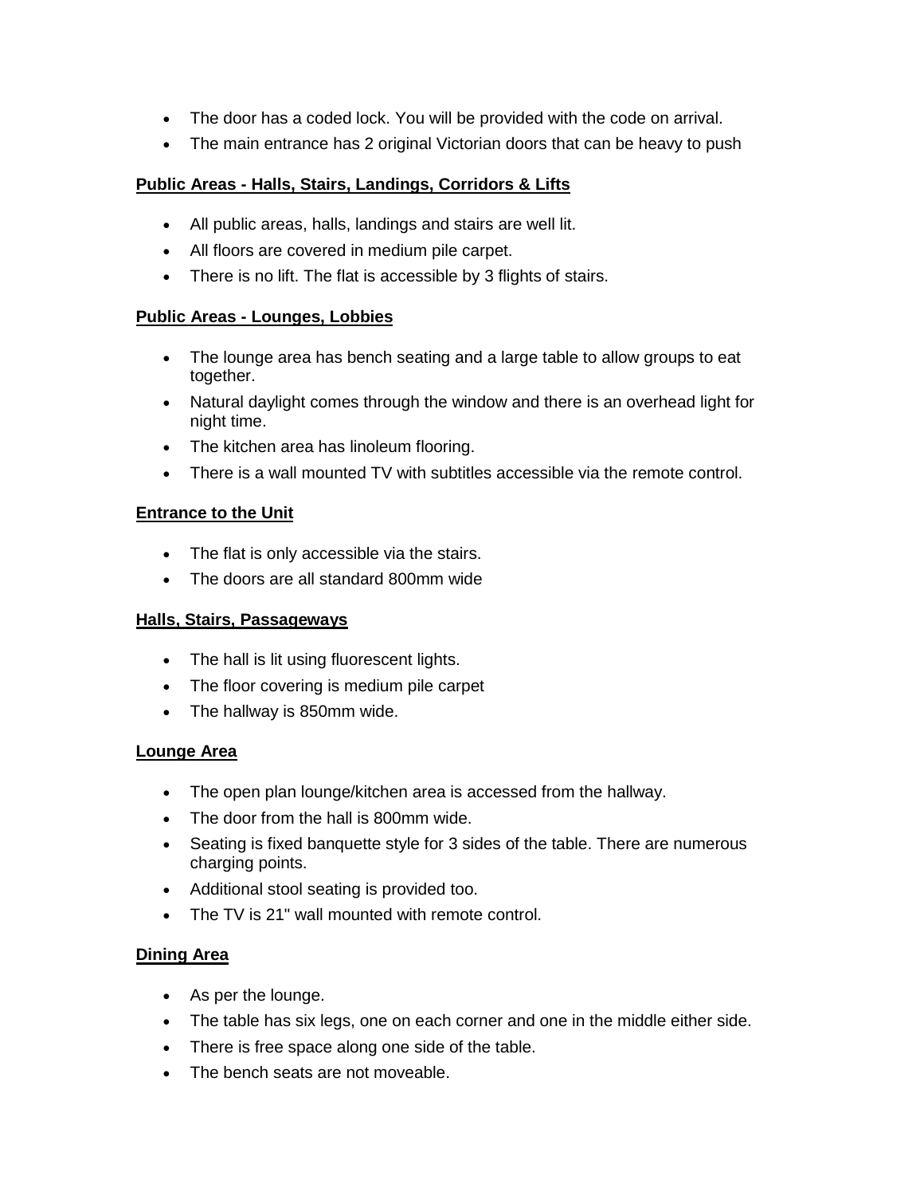- The door has a coded lock. You will be provided with the code on arrival.
- The main entrance has 2 original Victorian doors that can be heavy to push

## Public Areas - Halls, Stairs, Landings, Corridors & Lifts

- All public areas, halls, landings and stairs are well lit.
- All floors are covered in medium pile carpet.
- There is no lift. The flat is accessible by 3 flights of stairs.

## Public Areas - Lounges, Lobbies

- The lounge area has bench seating and a large table to allow groups to eat together.
- Natural daylight comes through the window and there is an overhead light for night time.
- The kitchen area has linoleum flooring.
- There is a wall mounted TV with subtitles accessible via the remote control.

## Entrance to the Unit

- The flat is only accessible via the stairs.
- The doors are all standard 800mm wide

## Halls, Stairs, Passageways

- The hall is lit using fluorescent lights.
- The floor covering is medium pile carpet
- The hallway is 850mm wide.

## Lounge Area

- The open plan lounge/kitchen area is accessed from the hallway.
- The door from the hall is 800mm wide.
- Seating is fixed banquette style for 3 sides of the table. There are numerous charging points.
- Additional stool seating is provided too.
- The TV is 21" wall mounted with remote control.

## Dining Area

- As per the lounge.
- The table has six legs, one on each corner and one in the middle either side.
- There is free space along one side of the table.
- The bench seats are not moveable.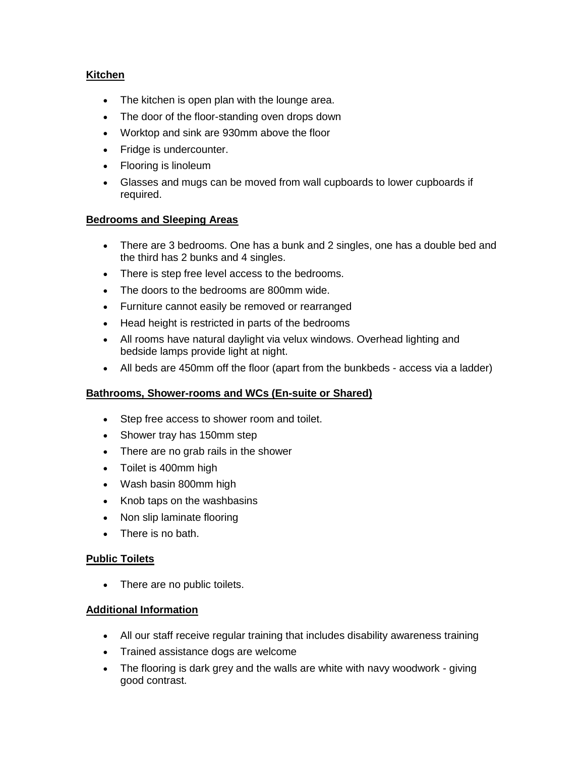## Kitchen

- The kitchen is open plan with the lounge area.
- The door of the floor-standing oven drops down
- Worktop and sink are 930mm above the floor
- Fridge is undercounter.
- Flooring is linoleum
- Glasses and mugs can be moved from wall cupboards to lower cupboards if required.

## Bedrooms and Sleeping Areas

- There are 3 bedrooms. One has a bunk and 2 singles, one has a double bed and the third has 2 bunks and 4 singles.
- There is step free level access to the bedrooms.
- The doors to the bedrooms are 800mm wide.
- Furniture cannot easily be removed or rearranged
- Head height is restricted in parts of the bedrooms
- All rooms have natural daylight via velux windows. Overhead lighting and bedside lamps provide light at night.
- All beds are 450mm off the floor (apart from the bunkbeds - access via a ladder)

## Bathrooms, Shower-rooms and WCs (En-suite or Shared)

- Step free access to shower room and toilet.
- Shower tray has 150mm step
- There are no grab rails in the shower
- Toilet is 400mm high
- Wash basin 800mm high
- Knob taps on the washbasins
- Non slip laminate flooring
- There is no bath.

## Public Toilets

- There are no public toilets.

## Additional Information

- All our staff receive regular training that includes disability awareness training
- Trained assistance dogs are welcome
- The flooring is dark grey and the walls are white with navy woodwork - giving good contrast.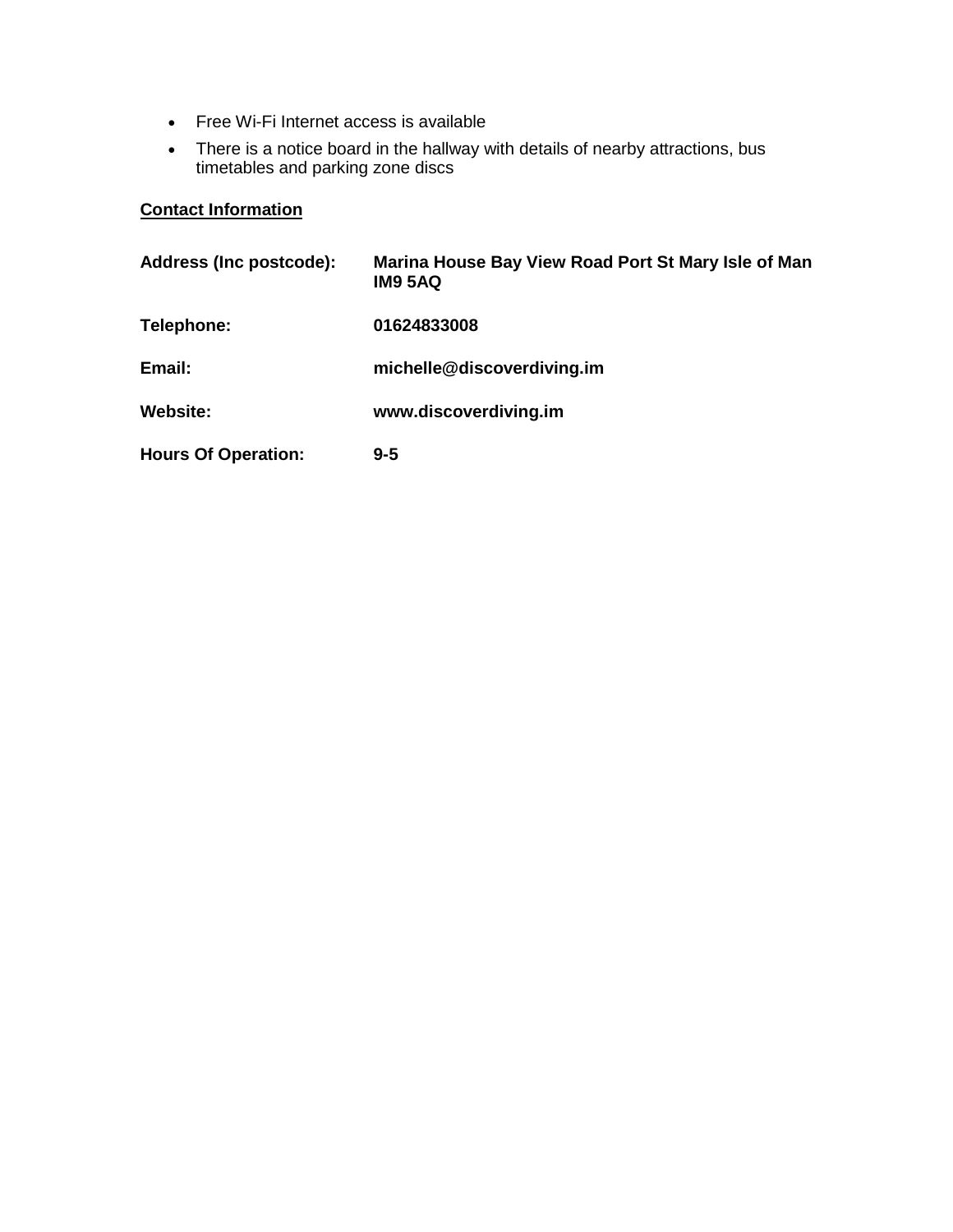- Free Wi-Fi Internet access is available
- There is a notice board in the hallway with details of nearby attractions, bus timetables and parking zone discs

**Contact Information**

| | |
|---|---|
| **Address (Inc postcode):** | **Marina House Bay View Road Port St Mary Isle of Man IM9 5AQ** |
| **Telephone:** | **01624833008** |
| **Email:** | **michelle@discoverdiving.im** |
| **Website:** | **www.discoverdiving.im** |
| **Hours Of Operation:** | **9-5** |